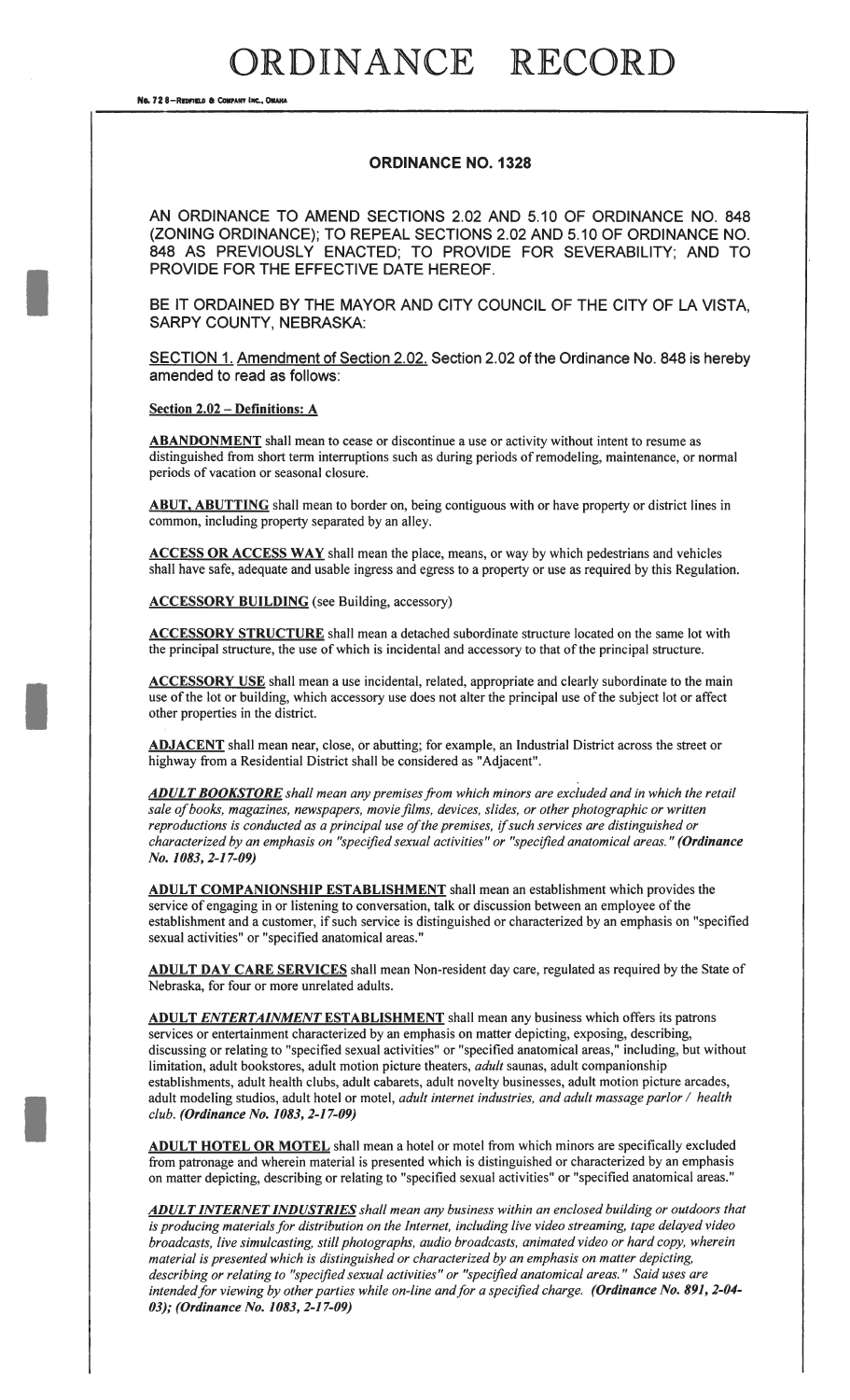# ORDINANCE RECORD

## ORDINANCE NO. 1328

AN ORDINANCE TO AMEND SECTIONS 2.02 AND 5.10 OF ORDINANCE NO. 848 (ZONING ORDINANCE); TO REPEAL SECTIONS 2.02 AND 5.10 OF ORDINANCE NO. 848 AS PREVIOUSLY ENACTED; TO PROVIDE FOR SEVERABILITY; AND TO PROVIDE FOR THE EFFECTIVE DATE HEREOF.

BE IT ORDAINED BY THE MAYOR AND CITY COUNCIL OF THE CITY OF LA VISTA, SARPY COUNTY, NEBRASKA:

<u>SECTION 1. Amendment of Section 2.02.</u> Section 2.02 of the Ordinance No. 848 is hereby amended to read as follows:

**<u>Section 2.02 – Definitions: A</u>**

**<u>ABANDONMENT</u>** shall mean to cease or discontinue a use or activity without intent to resume as distinguished from short term interruptions such as during periods of remodeling, maintenance, or normal periods of vacation or seasonal closure.

**<u>ABUT, ABUTTING</u>** shall mean to border on, being contiguous with or have property or district lines in common, including property separated by an alley.

**<u>ACCESS OR ACCESS WAY</u>** shall mean the place, means, or way by which pedestrians and vehicles shall have safe, adequate and usable ingress and egress to a property or use as required by this Regulation.

**<u>ACCESSORY BUILDING</u>** (see Building, accessory)

**<u>ACCESSORY STRUCTURE</u>** shall mean a detached subordinate structure located on the same lot with the principal structure, the use of which is incidental and accessory to that of the principal structure.

**<u>ACCESSORY USE</u>** shall mean a use incidental, related, appropriate and clearly subordinate to the main use of the lot or building, which accessory use does not alter the principal use of the subject lot or affect other properties in the district.

**<u>ADJACENT</u>** shall mean near, close, or abutting; for example, an Industrial District across the street or highway from a Residential District shall be considered as "Adjacent".

***<u>ADULT BOOKSTORE</u>*** *shall mean any premises from which minors are excluded and in which the retail sale of books, magazines, newspapers, movie films, devices, slides, or other photographic or written reproductions is conducted as a principal use of the premises, if such services are distinguished or characterized by an emphasis on "specified sexual activities" or "specified anatomical areas."* ***(Ordinance No. 1083, 2-17-09)***

**<u>ADULT COMPANIONSHIP ESTABLISHMENT</u>** shall mean an establishment which provides the service of engaging in or listening to conversation, talk or discussion between an employee of the establishment and a customer, if such service is distinguished or characterized by an emphasis on "specified sexual activities" or "specified anatomical areas."

**<u>ADULT DAY CARE SERVICES</u>** shall mean Non-resident day care, regulated as required by the State of Nebraska, for four or more unrelated adults.

**<u>ADULT *ENTERTAINMENT* ESTABLISHMENT</u>** shall mean any business which offers its patrons services or entertainment characterized by an emphasis on matter depicting, exposing, describing, discussing or relating to "specified sexual activities" or "specified anatomical areas," including, but without limitation, adult bookstores, adult motion picture theaters, *adult* saunas, adult companionship establishments, adult health clubs, adult cabarets, adult novelty businesses, adult motion picture arcades, adult modeling studios, adult hotel or motel, *adult internet industries, and adult massage parlor / health club.* ***(Ordinance No. 1083, 2-17-09)***

**<u>ADULT HOTEL OR MOTEL</u>** shall mean a hotel or motel from which minors are specifically excluded from patronage and wherein material is presented which is distinguished or characterized by an emphasis on matter depicting, describing or relating to "specified sexual activities" or "specified anatomical areas."

***<u>ADULT INTERNET INDUSTRIES</u>*** *shall mean any business within an enclosed building or outdoors that is producing materials for distribution on the Internet, including live video streaming, tape delayed video broadcasts, live simulcasting, still photographs, audio broadcasts, animated video or hard copy, wherein material is presented which is distinguished or characterized by an emphasis on matter depicting, describing or relating to "specified sexual activities" or "specified anatomical areas." Said uses are intended for viewing by other parties while on-line and for a specified charge.* ***(Ordinance No. 891, 2-04-03); (Ordinance No. 1083, 2-17-09)***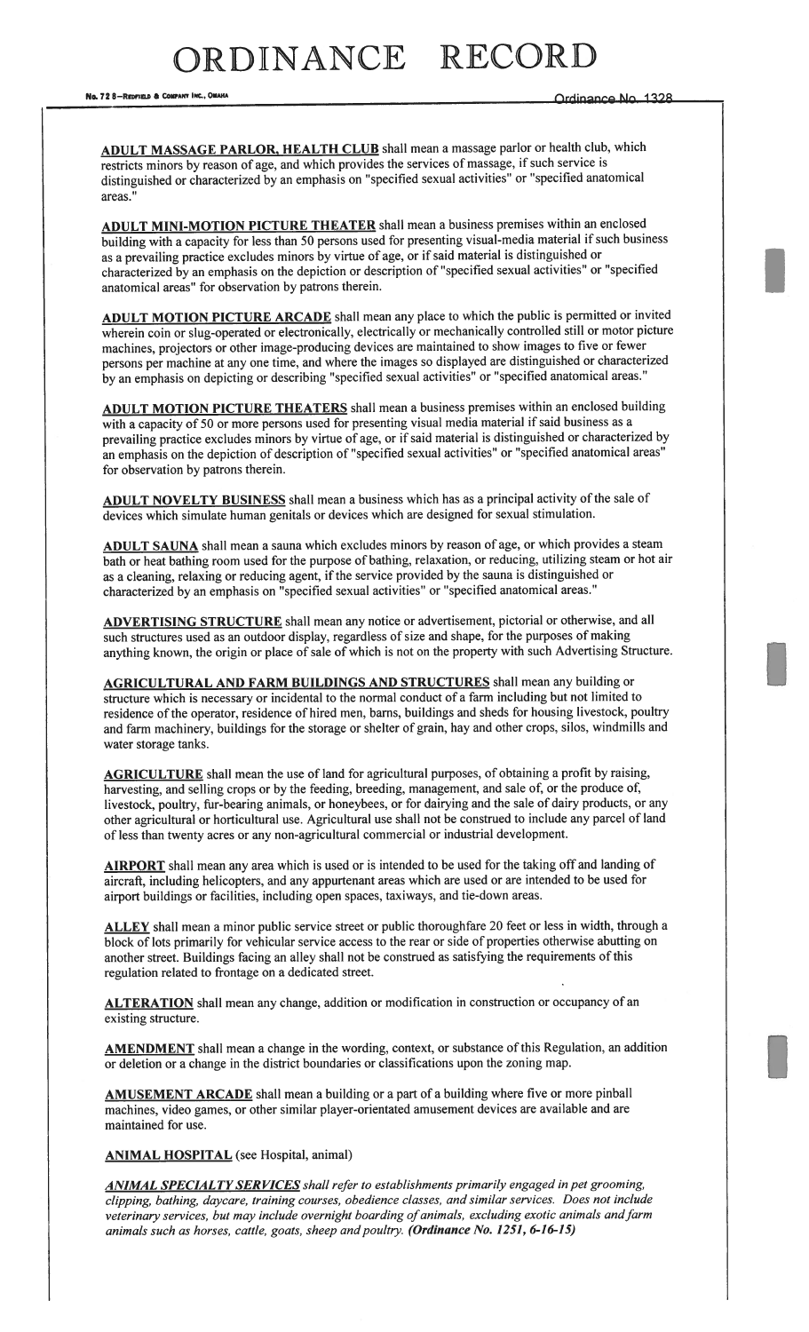**ADULT MASSAGE PARLOR, HEALTH CLUB** shall mean a massage parlor or health club, which restricts minors by reason of age, and which provides the services of massage, if such service is distinguished or characterized by an emphasis on "specified sexual activities" or "specified anatomical areas."

**ADULT MINI-MOTION PICTURE THEATER** shall mean a business premises within an enclosed building with a capacity for less than 50 persons used for presenting visual-media material if such business as a prevailing practice excludes minors by virtue of age, or if said material is distinguished or characterized by an emphasis on the depiction or description of "specified sexual activities" or "specified anatomical areas" for observation by patrons therein.

**ADULT MOTION PICTURE ARCADE** shall mean any place to which the public is permitted or invited wherein coin or slug-operated or electronically, electrically or mechanically controlled still or motor picture machines, projectors or other image-producing devices are maintained to show images to five or fewer persons per machine at any one time, and where the images so displayed are distinguished or characterized by an emphasis on depicting or describing "specified sexual activities" or "specified anatomical areas."

**ADULT MOTION PICTURE THEATERS** shall mean a business premises within an enclosed building with a capacity of 50 or more persons used for presenting visual media material if said business as a prevailing practice excludes minors by virtue of age, or if said material is distinguished or characterized by an emphasis on the depiction of description of "specified sexual activities" or "specified anatomical areas" for observation by patrons therein.

**ADULT NOVELTY BUSINESS** shall mean a business which has as a principal activity of the sale of devices which simulate human genitals or devices which are designed for sexual stimulation.

**ADULT SAUNA** shall mean a sauna which excludes minors by reason of age, or which provides a steam bath or heat bathing room used for the purpose of bathing, relaxation, or reducing, utilizing steam or hot air as a cleaning, relaxing or reducing agent, if the service provided by the sauna is distinguished or characterized by an emphasis on "specified sexual activities" or "specified anatomical areas."

**ADVERTISING STRUCTURE** shall mean any notice or advertisement, pictorial or otherwise, and all such structures used as an outdoor display, regardless of size and shape, for the purposes of making anything known, the origin or place of sale of which is not on the property with such Advertising Structure.

**AGRICULTURAL AND FARM BUILDINGS AND STRUCTURES** shall mean any building or structure which is necessary or incidental to the normal conduct of a farm including but not limited to residence of the operator, residence of hired men, barns, buildings and sheds for housing livestock, poultry and farm machinery, buildings for the storage or shelter of grain, hay and other crops, silos, windmills and water storage tanks.

**AGRICULTURE** shall mean the use of land for agricultural purposes, of obtaining a profit by raising, harvesting, and selling crops or by the feeding, breeding, management, and sale of, or the produce of, livestock, poultry, fur-bearing animals, or honeybees, or for dairying and the sale of dairy products, or any other agricultural or horticultural use. Agricultural use shall not be construed to include any parcel of land of less than twenty acres or any non-agricultural commercial or industrial development.

**AIRPORT** shall mean any area which is used or is intended to be used for the taking off and landing of aircraft, including helicopters, and any appurtenant areas which are used or are intended to be used for airport buildings or facilities, including open spaces, taxiways, and tie-down areas.

**ALLEY** shall mean a minor public service street or public thoroughfare 20 feet or less in width, through a block of lots primarily for vehicular service access to the rear or side of properties otherwise abutting on another street. Buildings facing an alley shall not be construed as satisfying the requirements of this regulation related to frontage on a dedicated street.

**ALTERATION** shall mean any change, addition or modification in construction or occupancy of an existing structure.

**AMENDMENT** shall mean a change in the wording, context, or substance of this Regulation, an addition or deletion or a change in the district boundaries or classifications upon the zoning map.

**AMUSEMENT ARCADE** shall mean a building or a part of a building where five or more pinball machines, video games, or other similar player-orientated amusement devices are available and are maintained for use.

**ANIMAL HOSPITAL** (see Hospital, animal)

***ANIMAL SPECIALTY SERVICES*** *shall refer to establishments primarily engaged in pet grooming, clipping, bathing, daycare, training courses, obedience classes, and similar services. Does not include veterinary services, but may include overnight boarding of animals, excluding exotic animals and farm animals such as horses, cattle, goats, sheep and poultry.* ***(Ordinance No. 1251, 6-16-15)***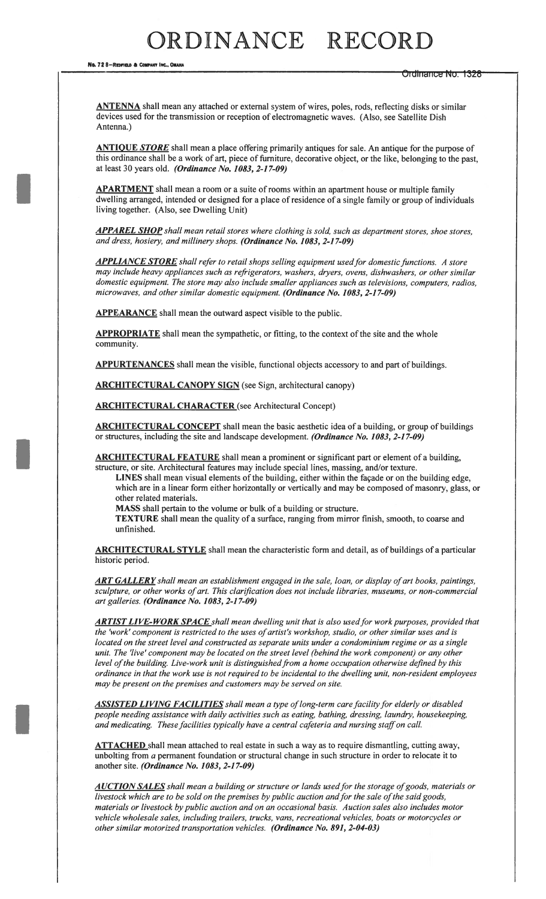**<u>ANTENNA</u>** shall mean any attached or external system of wires, poles, rods, reflecting disks or similar devices used for the transmission or reception of electromagnetic waves. (Also, see Satellite Dish Antenna.)

**<u>ANTIQUE *STORE*</u>** shall mean a place offering primarily antiques for sale. An antique for the purpose of this ordinance shall be a work of art, piece of furniture, decorative object, or the like, belonging to the past, at least 30 years old. ***(Ordinance No. 1083, 2-17-09)***

**<u>APARTMENT</u>** shall mean a room or a suite of rooms within an apartment house or multiple family dwelling arranged, intended or designed for a place of residence of a single family or group of individuals living together. (Also, see Dwelling Unit)

***<u>APPAREL SHOP</u>*** *shall mean retail stores where clothing is sold, such as department stores, shoe stores, and dress, hosiery, and millinery shops.* ***(Ordinance No. 1083, 2-17-09)***

***<u>APPLIANCE STORE</u>*** *shall refer to retail shops selling equipment used for domestic functions. A store may include heavy appliances such as refrigerators, washers, dryers, ovens, dishwashers, or other similar domestic equipment. The store may also include smaller appliances such as televisions, computers, radios, microwaves, and other similar domestic equipment.* ***(Ordinance No. 1083, 2-17-09)***

**<u>APPEARANCE</u>** shall mean the outward aspect visible to the public.

**<u>APPROPRIATE</u>** shall mean the sympathetic, or fitting, to the context of the site and the whole community.

**<u>APPURTENANCES</u>** shall mean the visible, functional objects accessory to and part of buildings.

**<u>ARCHITECTURAL CANOPY SIGN</u>** (see Sign, architectural canopy)

**<u>ARCHITECTURAL CHARACTER</u>** (see Architectural Concept)

**<u>ARCHITECTURAL CONCEPT</u>** shall mean the basic aesthetic idea of a building, or group of buildings or structures, including the site and landscape development. ***(Ordinance No. 1083, 2-17-09)***

**<u>ARCHITECTURAL FEATURE</u>** shall mean a prominent or significant part or element of a building, structure, or site. Architectural features may include special lines, massing, and/or texture.

> **LINES** shall mean visual elements of the building, either within the façade or on the building edge, which are in a linear form either horizontally or vertically and may be composed of masonry, glass, or other related materials.
>
> **MASS** shall pertain to the volume or bulk of a building or structure.
>
> **TEXTURE** shall mean the quality of a surface, ranging from mirror finish, smooth, to coarse and unfinished.

**<u>ARCHITECTURAL STYLE</u>** shall mean the characteristic form and detail, as of buildings of a particular historic period.

***<u>ART GALLERY</u>*** *shall mean an establishment engaged in the sale, loan, or display of art books, paintings, sculpture, or other works of art. This clarification does not include libraries, museums, or non-commercial art galleries.* ***(Ordinance No. 1083, 2-17-09)***

***<u>ARTIST LIVE-WORK SPACE</u>*** *shall mean dwelling unit that is also used for work purposes, provided that the 'work' component is restricted to the uses of artist's workshop, studio, or other similar uses and is located on the street level and constructed as separate units under a condominium regime or as a single unit. The 'live' component may be located on the street level (behind the work component) or any other level of the building. Live-work unit is distinguished from a home occupation otherwise defined by this ordinance in that the work use is not required to be incidental to the dwelling unit, non-resident employees may be present on the premises and customers may be served on site.*

***<u>ASSISTED LIVING FACILITIES</u>*** *shall mean a type of long-term care facility for elderly or disabled people needing assistance with daily activities such as eating, bathing, dressing, laundry, housekeeping, and medicating. These facilities typically have a central cafeteria and nursing staff on call.*

**<u>ATTACHED</u>** shall mean attached to real estate in such a way as to require dismantling, cutting away, unbolting from *a* permanent foundation or structural change in such structure in order to relocate it to another site. ***(Ordinance No. 1083, 2-17-09)***

***<u>AUCTION SALES</u>*** *shall mean a building or structure or lands used for the storage of goods, materials or livestock which are to be sold on the premises by public auction and for the sale of the said goods, materials or livestock by public auction and on an occasional basis. Auction sales also includes motor vehicle wholesale sales, including trailers, trucks, vans, recreational vehicles, boats or motorcycles or other similar motorized transportation vehicles.* ***(Ordinance No. 891, 2-04-03)***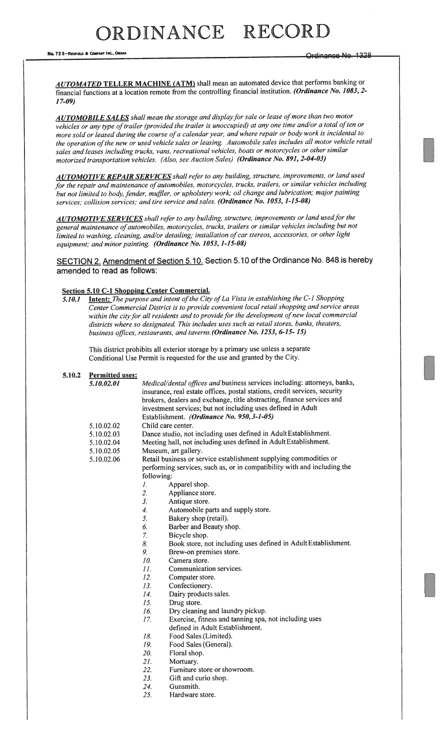***AUTOMATED* TELLER MACHINE (ATM)** shall mean an automated device that performs banking or financial functions at a location remote from the controlling financial institution. ***(Ordinance No. 1083, 2-17-09)***

***AUTOMOBILE SALES*** *shall mean the storage and display for sale or lease of more than two motor vehicles or any type of trailer (provided the trailer is unoccupied) at any one time and/or a total of ten or more sold or leased during the course of a calendar year, and where repair or body work is incidental to the operation of the new or used vehicle sales or leasing. Automobile sales includes all motor vehicle retail sales and leases including trucks, vans, recreational vehicles, boats or motorcycles or other similar motorized transportation vehicles. (Also, see Auction Sales)* ***(Ordinance No. 891, 2-04-03)***

***AUTOMOTIVE REPAIR SERVICES*** *shall refer to any building, structure, improvements, or land used for the repair and maintenance of automobiles, motorcycles, trucks, trailers, or similar vehicles including but not limited to body, fender, muffler, or upholstery work; oil change and lubrication; major painting services; collision services; and tire service and sales.* ***(Ordinance No. 1053, 1-15-08)***

***AUTOMOTIVE SERVICES*** *shall refer to any building, structure, improvements or land used for the general maintenance of automobiles, motorcycles, trucks, trailers or similar vehicles including but not limited to washing, cleaning, and/or detailing; installation of car stereos, accessories, or other light equipment; and minor painting.* ***(Ordinance No. 1053, 1-15-08)***

SECTION 2. Amendment of Section 5.10. Section 5.10 of the Ordinance No. 848 is hereby amended to read as follows:

**Section 5.10 C-1 Shopping Center Commercial.**

***5.10.1*** **Intent:** *The purpose and intent of the City of La Vista in establishing the C-1 Shopping Center Commercial District is to provide convenient local retail shopping and service areas within the city for all residents and to provide for the development of new local commercial districts where so designated. This includes uses such as retail stores, banks, theaters, business offices, restaurants, and taverns.* ***(Ordinance No. 1253, 6-15- 15)***

This district prohibits all exterior storage by a primary use unless a separate Conditional Use Permit is requested for the use and granted by the City.

**5.10.2** **Permitted uses:**

***5.10.02.01*** *Medical/dental offices and* business services including: attorneys, banks, insurance, real estate offices, postal stations, credit services, security brokers, dealers and exchange, title abstracting, finance services and investment services; but not including uses defined in Adult Establishment. ***(Ordinance No. 950, 3-1-05)***

5.10.02.02 Child care center.

5.10.02.03 Dance studio, not including uses defined in Adult Establishment.

5.10.02.04 Meeting hall, not including uses defined in Adult Establishment.

5.10.02.05 Museum, art gallery.

5.10.02.06 Retail business or service establishment supplying commodities or performing services, such as, or in compatibility with and including the following:

1. Apparel shop.
2. Appliance store.
3. Antique store.
4. Automobile parts and supply store.
5. Bakery shop (retail).
6. Barber and Beauty shop.
7. Bicycle shop.
8. Book store, not including uses defined in Adult Establishment.
9. Brew-on premises store.
10. Camera store.
11. Communication services.
12. Computer store.
13. Confectionery.
14. Dairy products sales.
15. Drug store.
16. Dry cleaning and laundry pickup.
17. Exercise, fitness and tanning spa, not including uses defined in Adult Establishment.
18. Food Sales (Limited).
19. Food Sales (General).
20. Floral shop.
21. Mortuary.
22. Furniture store or showroom.
23. Gift and curio shop.
24. Gunsmith.
25. Hardware store.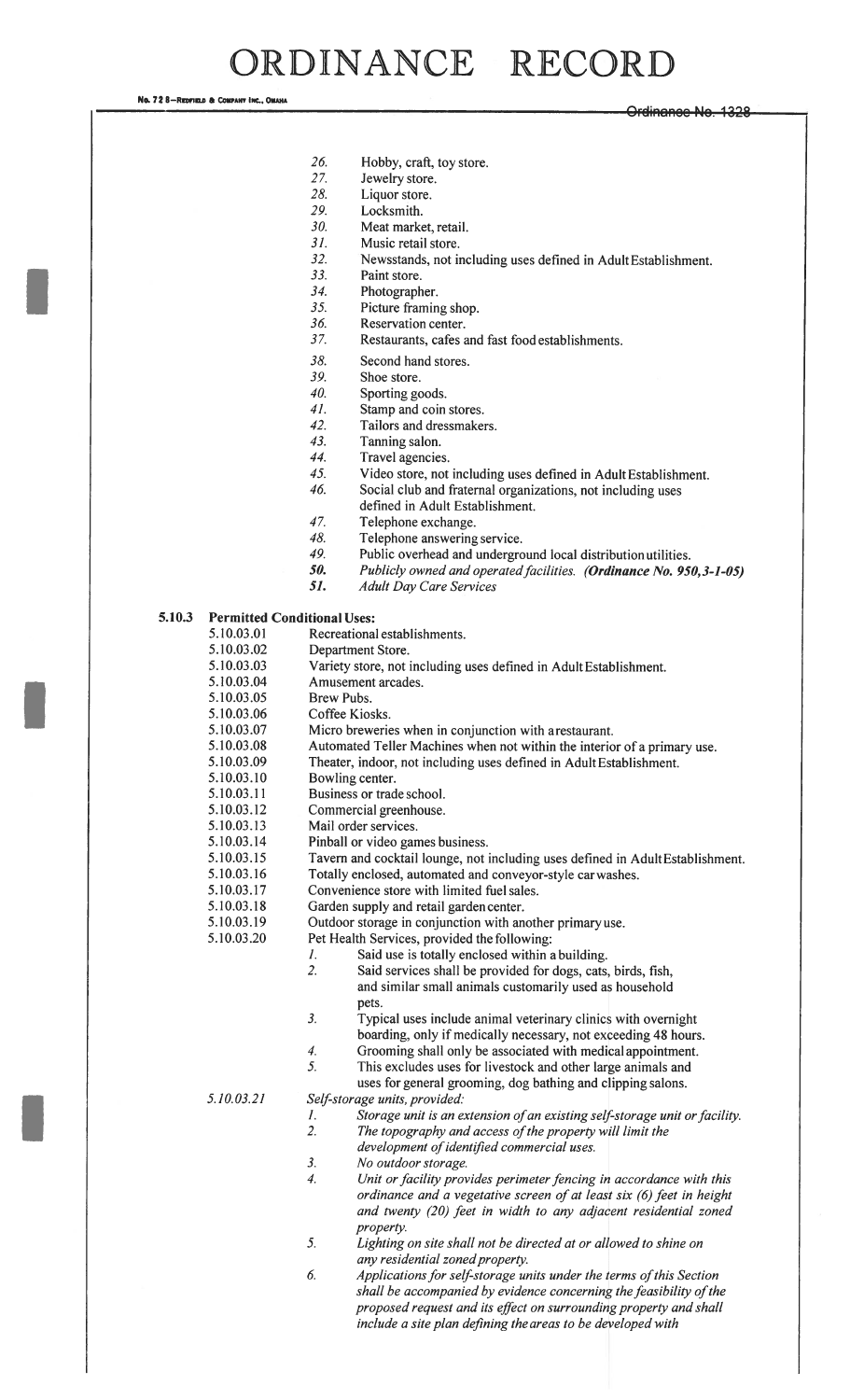26. Hobby, craft, toy store.
27. Jewelry store.
28. Liquor store.
29. Locksmith.
30. Meat market, retail.
31. Music retail store.
32. Newsstands, not including uses defined in Adult Establishment.
33. Paint store.
34. Photographer.
35. Picture framing shop.
36. Reservation center.
37. Restaurants, cafes and fast food establishments.
38. Second hand stores.
39. Shoe store.
40. Sporting goods.
41. Stamp and coin stores.
42. Tailors and dressmakers.
43. Tanning salon.
44. Travel agencies.
45. Video store, not including uses defined in Adult Establishment.
46. Social club and fraternal organizations, not including uses defined in Adult Establishment.
47. Telephone exchange.
48. Telephone answering service.
49. Public overhead and underground local distribution utilities.
50. *Publicly owned and operated facilities.* ***(Ordinance No. 950, 3-1-05)***
51. *Adult Day Care Services*

**5.10.3 Permitted Conditional Uses:**

5.10.03.01 Recreational establishments.
5.10.03.02 Department Store.
5.10.03.03 Variety store, not including uses defined in Adult Establishment.
5.10.03.04 Amusement arcades.
5.10.03.05 Brew Pubs.
5.10.03.06 Coffee Kiosks.
5.10.03.07 Micro breweries when in conjunction with a restaurant.
5.10.03.08 Automated Teller Machines when not within the interior of a primary use.
5.10.03.09 Theater, indoor, not including uses defined in Adult Establishment.
5.10.03.10 Bowling center.
5.10.03.11 Business or trade school.
5.10.03.12 Commercial greenhouse.
5.10.03.13 Mail order services.
5.10.03.14 Pinball or video games business.
5.10.03.15 Tavern and cocktail lounge, not including uses defined in Adult Establishment.
5.10.03.16 Totally enclosed, automated and conveyor-style car washes.
5.10.03.17 Convenience store with limited fuel sales.
5.10.03.18 Garden supply and retail garden center.
5.10.03.19 Outdoor storage in conjunction with another primary use.
5.10.03.20 Pet Health Services, provided the following:

1. Said use is totally enclosed within a building.
2. Said services shall be provided for dogs, cats, birds, fish, and similar small animals customarily used as household pets.
3. Typical uses include animal veterinary clinics with overnight boarding, only if medically necessary, not exceeding 48 hours.
4. Grooming shall only be associated with medical appointment.
5. This excludes uses for livestock and other large animals and uses for general grooming, dog bathing and clipping salons.

*5.10.03.21 Self-storage units, provided:*

1. *Storage unit is an extension of an existing self-storage unit or facility.*
2. *The topography and access of the property will limit the development of identified commercial uses.*
3. *No outdoor storage.*
4. *Unit or facility provides perimeter fencing in accordance with this ordinance and a vegetative screen of at least six (6) feet in height and twenty (20) feet in width to any adjacent residential zoned property.*
5. *Lighting on site shall not be directed at or allowed to shine on any residential zoned property.*
6. *Applications for self-storage units under the terms of this Section shall be accompanied by evidence concerning the feasibility of the proposed request and its effect on surrounding property and shall include a site plan defining the areas to be developed with*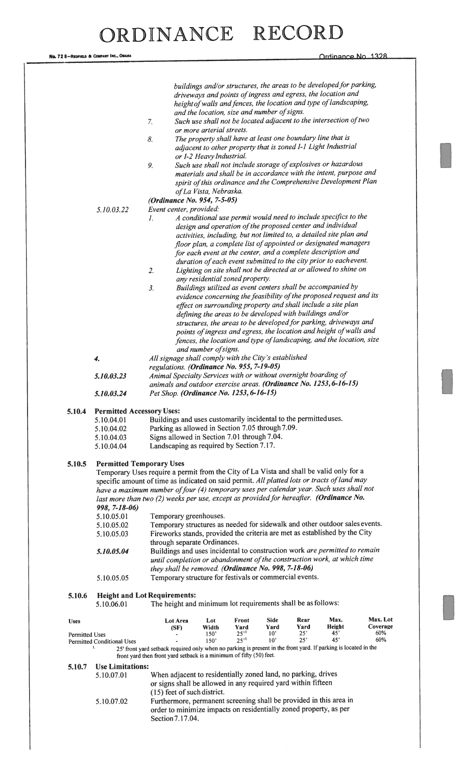*buildings and/or structures, the areas to be developed for parking, driveways and points of ingress and egress, the location and height of walls and fences, the location and type of landscaping, and the location, size and number of signs.*

7. *Such use shall not be located adjacent to the intersection of two or more arterial streets.*
8. *The property shall have at least one boundary line that is adjacent to other property that is zoned I-1 Light Industrial or I-2 Heavy Industrial.*
9. *Such use shall not include storage of explosives or hazardous materials and shall be in accordance with the intent, purpose and spirit of this ordinance and the Comprehensive Development Plan of La Vista, Nebraska.*

***(Ordinance No. 954, 7-5-05)***

5.10.03.22 *Event center, provided:*

1. *A conditional use permit would need to include specifics to the design and operation of the proposed center and individual activities, including, but not limited to, a detailed site plan and floor plan, a complete list of appointed or designated managers for each event at the center, and a complete description and duration of each event submitted to the city prior to each event.*
2. *Lighting on site shall not be directed at or allowed to shine on any residential zoned property.*
3. *Buildings utilized as event centers shall be accompanied by evidence concerning the feasibility of the proposed request and its effect on surrounding property and shall include a site plan defining the areas to be developed with buildings and/or structures, the areas to be developed for parking, driveways and points of ingress and egress, the location and height of walls and fences, the location and type of landscaping, and the location, size and number of signs.*
4. *All signage shall comply with the City's established regulations.* ***(Ordinance No. 955, 7-19-05)***

***5.10.03.23*** *Animal Specialty Services with or without overnight boarding of animals and outdoor exercise areas.* ***(Ordinance No. 1253, 6-16-15)***

***5.10.03.24*** *Pet Shop.* ***(Ordinance No. 1253, 6-16-15)***

**5.10.4 Permitted Accessory Uses:**

5.10.04.01 Buildings and uses customarily incidental to the permitted uses.
5.10.04.02 Parking as allowed in Section 7.05 through 7.09.
5.10.04.03 Signs allowed in Section 7.01 through 7.04.
5.10.04.04 Landscaping as required by Section 7.17.

**5.10.5 Permitted Temporary Uses**

Temporary Uses require a permit from the City of La Vista and shall be valid only for a specific amount of time as indicated on said permit. *All platted lots or tracts of land may have a maximum number of four (4) temporary uses per calendar year. Such uses shall not last more than two (2) weeks per use, except as provided for hereafter.* ***(Ordinance No. 998, 7-18-06)***

5.10.05.01 Temporary greenhouses.
5.10.05.02 Temporary structures as needed for sidewalk and other outdoor sales events.
5.10.05.03 Fireworks stands, provided the criteria are met as established by the City through separate Ordinances.
***5.10.05.04*** Buildings and uses incidental to construction work *are permitted to remain until completion or abandonment of the construction work, at which time they shall be removed.* ***(Ordinance No. 998, 7-18-06)***
5.10.05.05 Temporary structure for festivals or commercial events.

**5.10.6 Height and Lot Requirements:**

5.10.06.01 The height and minimum lot requirements shall be as follows:

| Uses | Lot Area (SF) | Lot Width | Front Yard | Side Yard | Rear Yard | Max. Height | Max. Lot Coverage |
|---|---|---|---|---|---|---|---|
| Permitted Uses | - | 150' | 25'[1] | 10' | 25' | 45' | 60% |
| Permitted Conditional Uses | - | 150' | 25'[1] | 10' | 25' | 45' | 60% |

1. 25' front yard setback required only when no parking is present in the front yard. If parking is located in the front yard then front yard setback is a minimum of fifty (50) feet.

**5.10.7 Use Limitations:**

5.10.07.01 When adjacent to residentially zoned land, no parking, drives or signs shall be allowed in any required yard within fifteen (15) feet of such district.
5.10.07.02 Furthermore, permanent screening shall be provided in this area in order to minimize impacts on residentially zoned property, as per Section 7.17.04.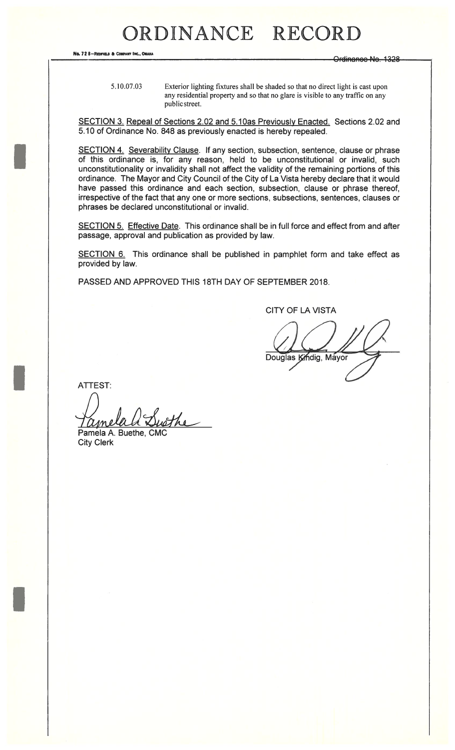5.10.07.03 Exterior lighting fixtures shall be shaded so that no direct light is cast upon any residential property and so that no glare is visible to any traffic on any public street.

SECTION 3. Repeal of Sections 2.02 and 5.10as Previously Enacted. Sections 2.02 and 5.10 of Ordinance No. 848 as previously enacted is hereby repealed.

SECTION 4. Severability Clause. If any section, subsection, sentence, clause or phrase of this ordinance is, for any reason, held to be unconstitutional or invalid, such unconstitutionality or invalidity shall not affect the validity of the remaining portions of this ordinance. The Mayor and City Council of the City of La Vista hereby declare that it would have passed this ordinance and each section, subsection, clause or phrase thereof, irrespective of the fact that any one or more sections, subsections, sentences, clauses or phrases be declared unconstitutional or invalid.

SECTION 5. Effective Date. This ordinance shall be in full force and effect from and after passage, approval and publication as provided by law.

SECTION 6. This ordinance shall be published in pamphlet form and take effect as provided by law.

PASSED AND APPROVED THIS 18TH DAY OF SEPTEMBER 2018.

CITY OF LA VISTA

Douglas Kindig, Mayor

ATTEST:

Pamela A. Buethe, CMC
City Clerk